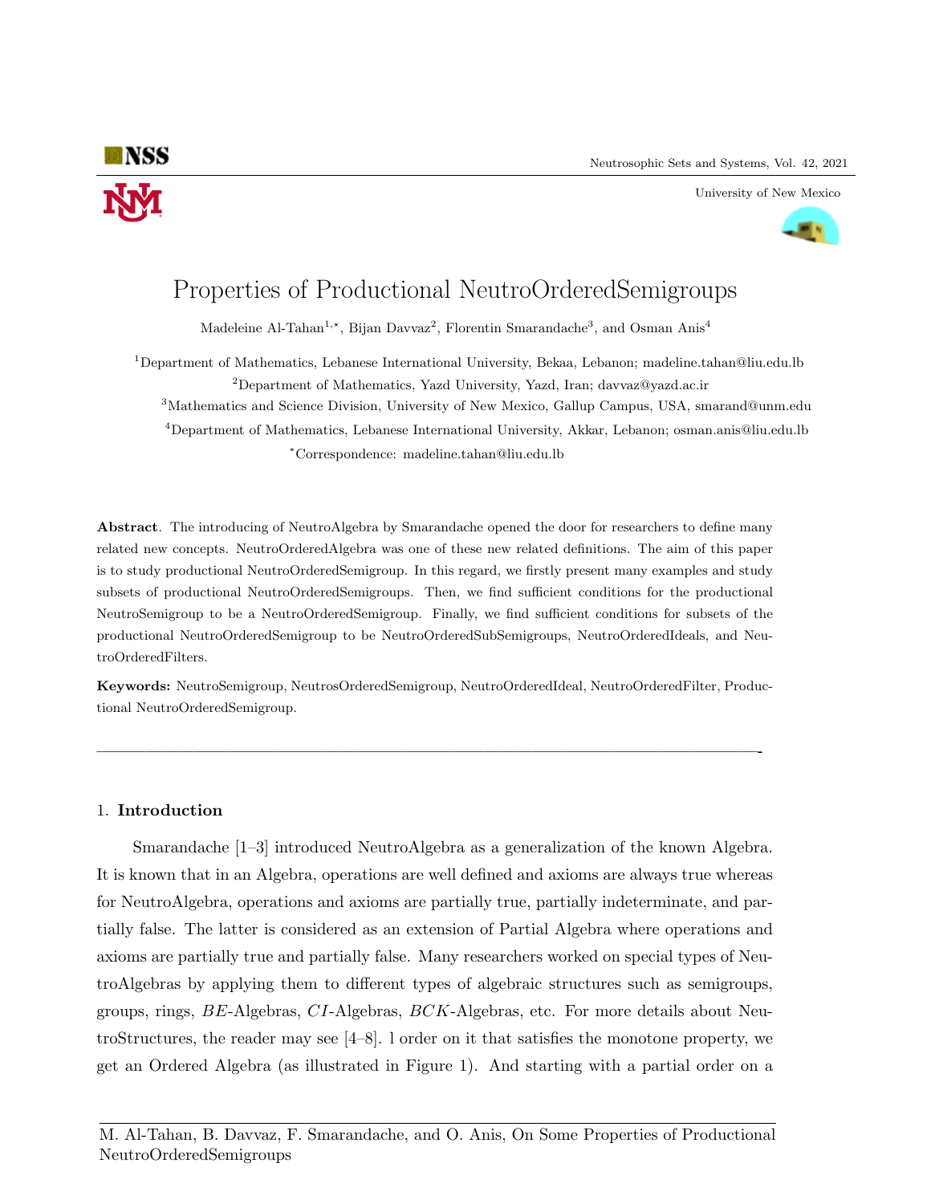# Properties of Productional NeutroOrderedSemigroups

Madeleine Al-Tahan[1,*], Bijan Davvaz[2], Florentin Smarandache[3], and Osman Anis[4]

[1]Department of Mathematics, Lebanese International University, Bekaa, Lebanon; madeline.tahan@liu.edu.lb

[2]Department of Mathematics, Yazd University, Yazd, Iran; davvaz@yazd.ac.ir

[3]Mathematics and Science Division, University of New Mexico, Gallup Campus, USA, smarand@unm.edu

[4]Department of Mathematics, Lebanese International University, Akkar, Lebanon; osman.anis@liu.edu.lb

[*]Correspondence: madeline.tahan@liu.edu.lb

**Abstract**. The introducing of NeutroAlgebra by Smarandache opened the door for researchers to define many related new concepts. NeutroOrderedAlgebra was one of these new related definitions. The aim of this paper is to study productional NeutroOrderedSemigroup. In this regard, we firstly present many examples and study subsets of productional NeutroOrderedSemigroups. Then, we find sufficient conditions for the productional NeutroSemigroup to be a NeutroOrderedSemigroup. Finally, we find sufficient conditions for subsets of the productional NeutroOrderedSemigroup to be NeutroOrderedSubSemigroups, NeutroOrderedIdeals, and NeutroOrderedFilters.

**Keywords:** NeutroSemigroup, NeutrosOrderedSemigroup, NeutroOrderedIdeal, NeutroOrderedFilter, Productional NeutroOrderedSemigroup.

---

## 1. **Introduction**

Smarandache [1–3] introduced NeutroAlgebra as a generalization of the known Algebra. It is known that in an Algebra, operations are well defined and axioms are always true whereas for NeutroAlgebra, operations and axioms are partially true, partially indeterminate, and partially false. The latter is considered as an extension of Partial Algebra where operations and axioms are partially true and partially false. Many researchers worked on special types of NeutroAlgebras by applying them to different types of algebraic structures such as semigroups, groups, rings, $BE$-Algebras, $CI$-Algebras, $BCK$-Algebras, etc. For more details about NeutroStructures, the reader may see [4–8]. l order on it that satisfies the monotone property, we get an Ordered Algebra (as illustrated in Figure 1). And starting with a partial order on a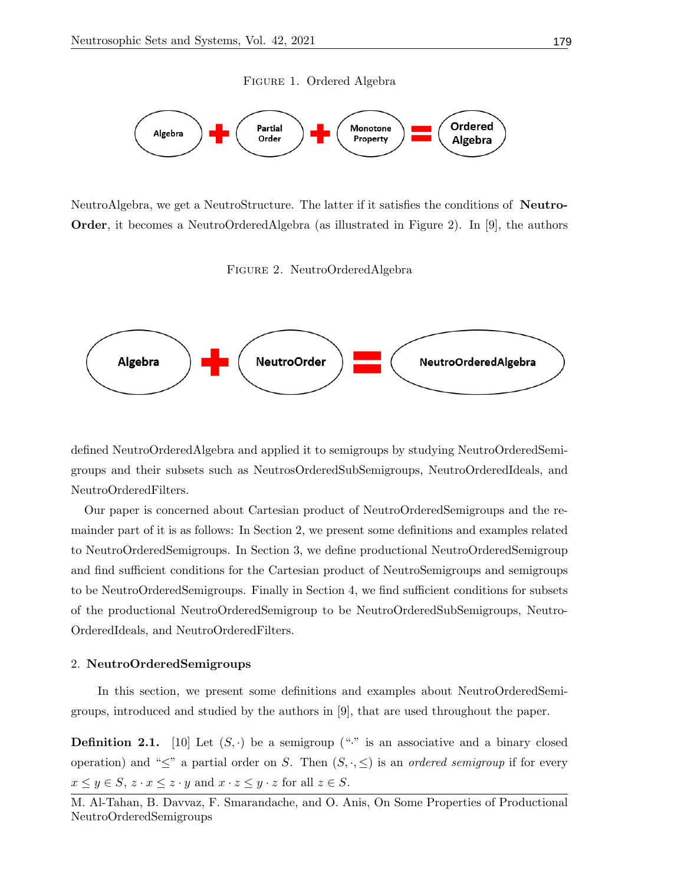Figure 1. Ordered Algebra

Algebra + Partial Order + Monotone Property = Ordered Algebra

NeutroAlgebra, we get a NeutroStructure. The latter if it satisfies the conditions of **NeutroOrder**, it becomes a NeutroOrderedAlgebra (as illustrated in Figure 2). In [9], the authors

Figure 2. NeutroOrderedAlgebra

Algebra + NeutroOrder = NeutroOrderedAlgebra

defined NeutroOrderedAlgebra and applied it to semigroups by studying NeutroOrderedSemigroups and their subsets such as NeutrosOrderedSubSemigroups, NeutroOrderedIdeals, and NeutroOrderedFilters.

Our paper is concerned about Cartesian product of NeutroOrderedSemigroups and the remainder part of it is as follows: In Section 2, we present some definitions and examples related to NeutroOrderedSemigroups. In Section 3, we define productional NeutroOrderedSemigroup and find sufficient conditions for the Cartesian product of NeutroSemigroups and semigroups to be NeutroOrderedSemigroups. Finally in Section 4, we find sufficient conditions for subsets of the productional NeutroOrderedSemigroup to be NeutroOrderedSubSemigroups, NeutroOrderedIdeals, and NeutroOrderedFilters.

## 2. NeutroOrderedSemigroups

In this section, we present some definitions and examples about NeutroOrderedSemigroups, introduced and studied by the authors in [9], that are used throughout the paper.

**Definition 2.1.** [10] Let $(S, \cdot)$ be a semigroup ("$\cdot$" is an associative and a binary closed operation) and "$\leq$" a partial order on $S$. Then $(S, \cdot, \leq)$ is an *ordered semigroup* if for every $x \leq y \in S$, $z \cdot x \leq z \cdot y$ and $x \cdot z \leq y \cdot z$ for all $z \in S$.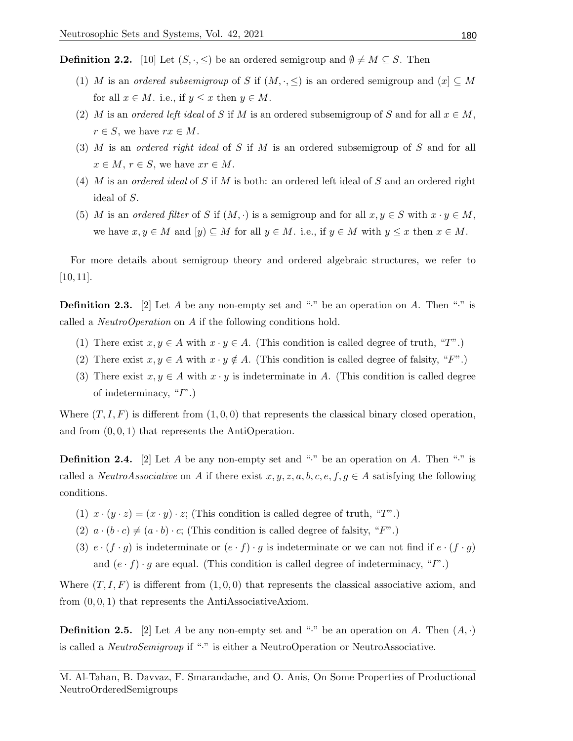**Definition 2.2.** [10] Let $(S, \cdot, \leq)$ be an ordered semigroup and $\emptyset \neq M \subseteq S$. Then

1. $M$ is an *ordered subsemigroup* of $S$ if $(M, \cdot, \leq)$ is an ordered semigroup and $(x] \subseteq M$ for all $x \in M$. i.e., if $y \leq x$ then $y \in M$.
2. $M$ is an *ordered left ideal* of $S$ if $M$ is an ordered subsemigroup of $S$ and for all $x \in M$, $r \in S$, we have $rx \in M$.
3. $M$ is an *ordered right ideal* of $S$ if $M$ is an ordered subsemigroup of $S$ and for all $x \in M$, $r \in S$, we have $xr \in M$.
4. $M$ is an *ordered ideal* of $S$ if $M$ is both: an ordered left ideal of $S$ and an ordered right ideal of $S$.
5. $M$ is an *ordered filter* of $S$ if $(M, \cdot)$ is a semigroup and for all $x, y \in S$ with $x \cdot y \in M$, we have $x, y \in M$ and $[y) \subseteq M$ for all $y \in M$. i.e., if $y \in M$ with $y \leq x$ then $x \in M$.

For more details about semigroup theory and ordered algebraic structures, we refer to [10, 11].

**Definition 2.3.** [2] Let $A$ be any non-empty set and "$\cdot$" be an operation on $A$. Then "$\cdot$" is called a *NeutroOperation* on $A$ if the following conditions hold.

1. There exist $x, y \in A$ with $x \cdot y \in A$. (This condition is called degree of truth, "$T$".)
2. There exist $x, y \in A$ with $x \cdot y \notin A$. (This condition is called degree of falsity, "$F$".)
3. There exist $x, y \in A$ with $x \cdot y$ is indeterminate in $A$. (This condition is called degree of indeterminacy, "$I$".)

Where $(T, I, F)$ is different from $(1, 0, 0)$ that represents the classical binary closed operation, and from $(0, 0, 1)$ that represents the AntiOperation.

**Definition 2.4.** [2] Let $A$ be any non-empty set and "$\cdot$" be an operation on $A$. Then "$\cdot$" is called a *NeutroAssociative* on $A$ if there exist $x, y, z, a, b, c, e, f, g \in A$ satisfying the following conditions.

1. $x \cdot (y \cdot z) = (x \cdot y) \cdot z$; (This condition is called degree of truth, "$T$".)
2. $a \cdot (b \cdot c) \neq (a \cdot b) \cdot c$; (This condition is called degree of falsity, "$F$".)
3. $e \cdot (f \cdot g)$ is indeterminate or $(e \cdot f) \cdot g$ is indeterminate or we can not find if $e \cdot (f \cdot g)$ and $(e \cdot f) \cdot g$ are equal. (This condition is called degree of indeterminacy, "$I$".)

Where $(T, I, F)$ is different from $(1, 0, 0)$ that represents the classical associative axiom, and from $(0, 0, 1)$ that represents the AntiAssociativeAxiom.

**Definition 2.5.** [2] Let $A$ be any non-empty set and "$\cdot$" be an operation on $A$. Then $(A, \cdot)$ is called a *NeutroSemigroup* if "$\cdot$" is either a NeutroOperation or NeutroAssociative.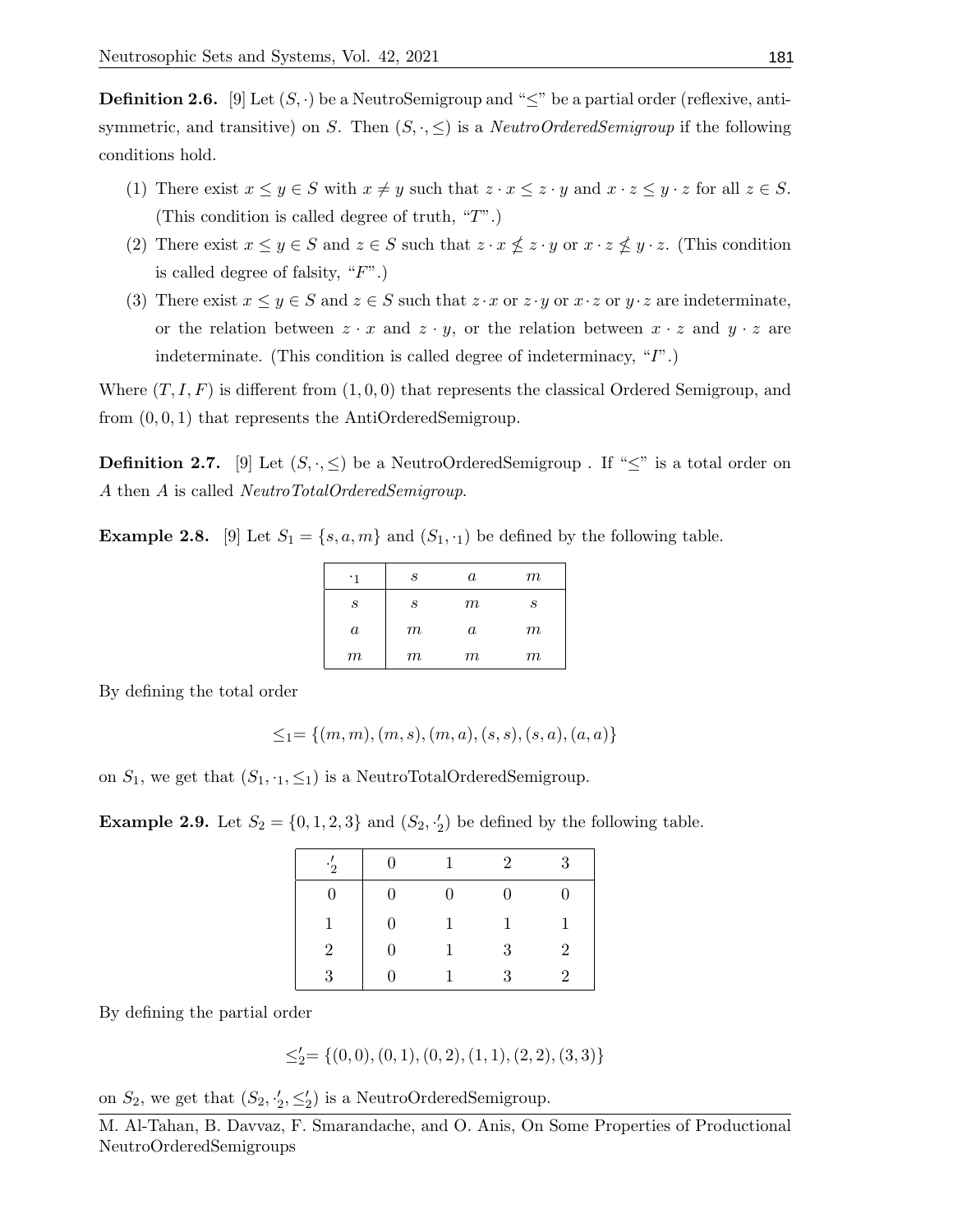**Definition 2.6.** [9] Let $(S, \cdot)$ be a NeutroSemigroup and "$\leq$" be a partial order (reflexive, anti-symmetric, and transitive) on $S$. Then $(S, \cdot, \leq)$ is a *NeutroOrderedSemigroup* if the following conditions hold.

(1) There exist $x \leq y \in S$ with $x \neq y$ such that $z \cdot x \leq z \cdot y$ and $x \cdot z \leq y \cdot z$ for all $z \in S$. (This condition is called degree of truth, "$T$".)

(2) There exist $x \leq y \in S$ and $z \in S$ such that $z \cdot x \nleq z \cdot y$ or $x \cdot z \nleq y \cdot z$. (This condition is called degree of falsity, "$F$".)

(3) There exist $x \leq y \in S$ and $z \in S$ such that $z \cdot x$ or $z \cdot y$ or $x \cdot z$ or $y \cdot z$ are indeterminate, or the relation between $z \cdot x$ and $z \cdot y$, or the relation between $x \cdot z$ and $y \cdot z$ are indeterminate. (This condition is called degree of indeterminacy, "$I$".)

Where $(T, I, F)$ is different from $(1, 0, 0)$ that represents the classical Ordered Semigroup, and from $(0, 0, 1)$ that represents the AntiOrderedSemigroup.

**Definition 2.7.** [9] Let $(S, \cdot, \leq)$ be a NeutroOrderedSemigroup . If "$\leq$" is a total order on $A$ then $A$ is called *NeutroTotalOrderedSemigroup*.

**Example 2.8.** [9] Let $S_1 = \{s, a, m\}$ and $(S_1, \cdot_1)$ be defined by the following table.

| $\cdot_1$ | $s$ | $a$ | $m$ |
|---|---|---|---|
| $s$ | $s$ | $m$ | $s$ |
| $a$ | $m$ | $a$ | $m$ |
| $m$ | $m$ | $m$ | $m$ |

By defining the total order

$$\leq_1 = \{(m, m), (m, s), (m, a), (s, s), (s, a), (a, a)\}$$

on $S_1$, we get that $(S_1, \cdot_1, \leq_1)$ is a NeutroTotalOrderedSemigroup.

**Example 2.9.** Let $S_2 = \{0, 1, 2, 3\}$ and $(S_2, \cdot_2')$ be defined by the following table.

| $\cdot_2'$ | 0 | 1 | 2 | 3 |
|---|---|---|---|---|
| 0 | 0 | 0 | 0 | 0 |
| 1 | 0 | 1 | 1 | 1 |
| 2 | 0 | 1 | 3 | 2 |
| 3 | 0 | 1 | 3 | 2 |

By defining the partial order

$$\leq_2' = \{(0, 0), (0, 1), (0, 2), (1, 1), (2, 2), (3, 3)\}$$

on $S_2$, we get that $(S_2, \cdot_2', \leq_2')$ is a NeutroOrderedSemigroup.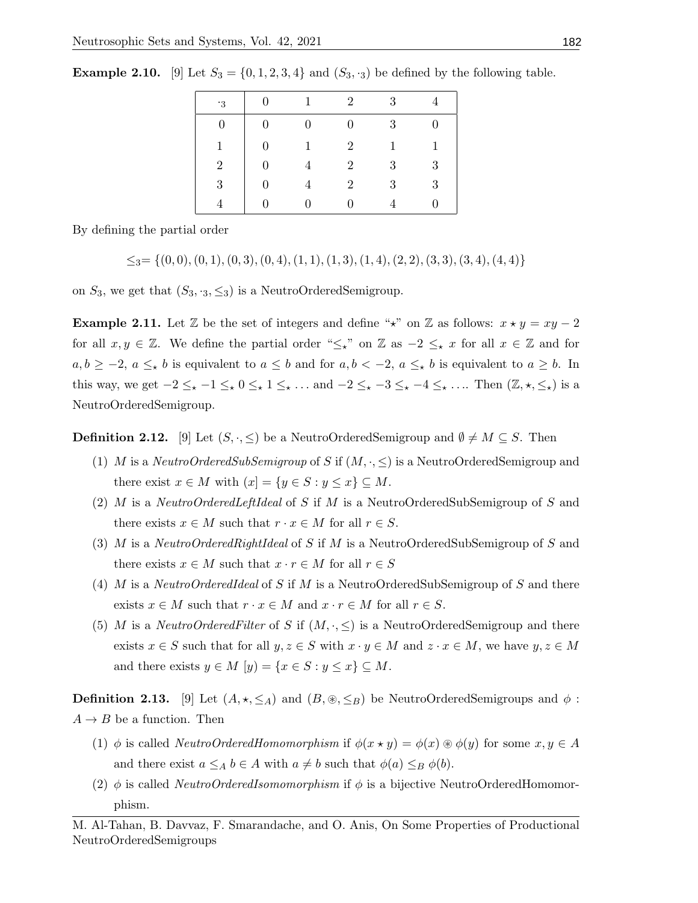**Example 2.10.** [9] Let $S_3 = \{0, 1, 2, 3, 4\}$ and $(S_3, \cdot_3)$ be defined by the following table.

| $\cdot_3$ | 0 | 1 | 2 | 3 | 4 |
|---|---|---|---|---|---|
| 0 | 0 | 0 | 0 | 3 | 0 |
| 1 | 0 | 1 | 2 | 1 | 1 |
| 2 | 0 | 4 | 2 | 3 | 3 |
| 3 | 0 | 4 | 2 | 3 | 3 |
| 4 | 0 | 0 | 0 | 4 | 0 |

By defining the partial order

$$\leq_3 = \{(0,0), (0,1), (0,3), (0,4), (1,1), (1,3), (1,4), (2,2), (3,3), (3,4), (4,4)\}$$

on $S_3$, we get that $(S_3, \cdot_3, \leq_3)$ is a NeutroOrderedSemigroup.

**Example 2.11.** Let $\mathbb{Z}$ be the set of integers and define "$\star$" on $\mathbb{Z}$ as follows: $x \star y = xy - 2$ for all $x, y \in \mathbb{Z}$. We define the partial order "$\leq_\star$" on $\mathbb{Z}$ as $-2 \leq_\star x$ for all $x \in \mathbb{Z}$ and for $a, b \geq -2$, $a \leq_\star b$ is equivalent to $a \leq b$ and for $a, b < -2$, $a \leq_\star b$ is equivalent to $a \geq b$. In this way, we get $-2 \leq_\star -1 \leq_\star 0 \leq_\star 1 \leq_\star \ldots$ and $-2 \leq_\star -3 \leq_\star -4 \leq_\star \ldots$. Then $(\mathbb{Z}, \star, \leq_\star)$ is a NeutroOrderedSemigroup.

**Definition 2.12.** [9] Let $(S, \cdot, \leq)$ be a NeutroOrderedSemigroup and $\emptyset \neq M \subseteq S$. Then

1. $M$ is a *NeutroOrderedSubSemigroup* of $S$ if $(M, \cdot, \leq)$ is a NeutroOrderedSemigroup and there exist $x \in M$ with $(x] = \{y \in S : y \leq x\} \subseteq M$.
2. $M$ is a *NeutroOrderedLeftIdeal* of $S$ if $M$ is a NeutroOrderedSubSemigroup of $S$ and there exists $x \in M$ such that $r \cdot x \in M$ for all $r \in S$.
3. $M$ is a *NeutroOrderedRightIdeal* of $S$ if $M$ is a NeutroOrderedSubSemigroup of $S$ and there exists $x \in M$ such that $x \cdot r \in M$ for all $r \in S$
4. $M$ is a *NeutroOrderedIdeal* of $S$ if $M$ is a NeutroOrderedSubSemigroup of $S$ and there exists $x \in M$ such that $r \cdot x \in M$ and $x \cdot r \in M$ for all $r \in S$.
5. $M$ is a *NeutroOrderedFilter* of $S$ if $(M, \cdot, \leq)$ is a NeutroOrderedSemigroup and there exists $x \in S$ such that for all $y, z \in S$ with $x \cdot y \in M$ and $z \cdot x \in M$, we have $y, z \in M$ and there exists $y \in M$ $[y) = \{x \in S : y \leq x\} \subseteq M$.

**Definition 2.13.** [9] Let $(A, \star, \leq_A)$ and $(B, \circledast, \leq_B)$ be NeutroOrderedSemigroups and $\phi : A \to B$ be a function. Then

1. $\phi$ is called *NeutroOrderedHomomorphism* if $\phi(x \star y) = \phi(x) \circledast \phi(y)$ for some $x, y \in A$ and there exist $a \leq_A b \in A$ with $a \neq b$ such that $\phi(a) \leq_B \phi(b)$.
2. $\phi$ is called *NeutroOrderedIsomomorphism* if $\phi$ is a bijective NeutroOrderedHomomorphism.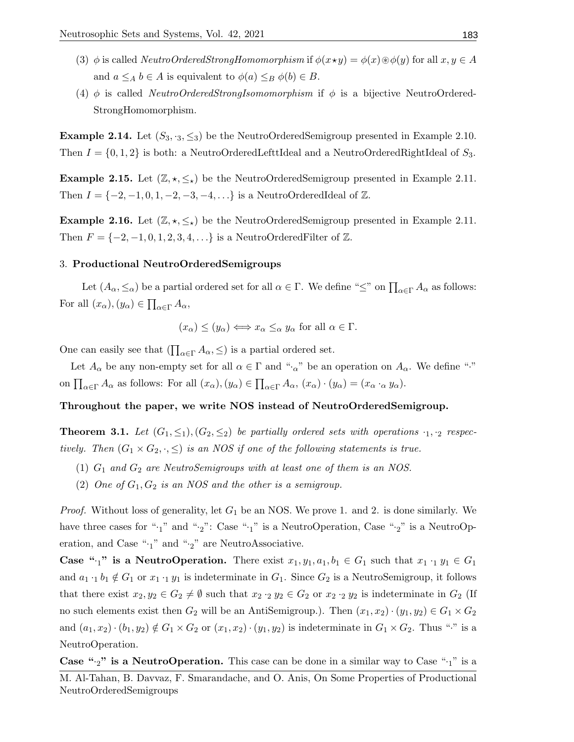(3) $\phi$ is called *NeutroOrderedStrongHomomorphism* if $\phi(x \star y) = \phi(x) \circledast \phi(y)$ for all $x, y \in A$ and $a \leq_A b \in A$ is equivalent to $\phi(a) \leq_B \phi(b) \in B$.

(4) $\phi$ is called *NeutroOrderedStrongIsomomorphism* if $\phi$ is a bijective NeutroOrderedStrongHomomorphism.

**Example 2.14.** Let $(S_3, \cdot_3, \leq_3)$ be the NeutroOrderedSemigroup presented in Example 2.10. Then $I = \{0, 1, 2\}$ is both: a NeutroOrderedLefttIdeal and a NeutroOrderedRightIdeal of $S_3$.

**Example 2.15.** Let $(\mathbb{Z}, \star, \leq_\star)$ be the NeutroOrderedSemigroup presented in Example 2.11. Then $I = \{-2, -1, 0, 1, -2, -3, -4, \ldots\}$ is a NeutroOrderedIdeal of $\mathbb{Z}$.

**Example 2.16.** Let $(\mathbb{Z}, \star, \leq_\star)$ be the NeutroOrderedSemigroup presented in Example 2.11. Then $F = \{-2, -1, 0, 1, 2, 3, 4, \ldots\}$ is a NeutroOrderedFilter of $\mathbb{Z}$.

## 3. Productional NeutroOrderedSemigroups

Let $(A_\alpha, \leq_\alpha)$ be a partial ordered set for all $\alpha \in \Gamma$. We define "$\leq$" on $\prod_{\alpha \in \Gamma} A_\alpha$ as follows: For all $(x_\alpha), (y_\alpha) \in \prod_{\alpha \in \Gamma} A_\alpha$,

$$(x_\alpha) \leq (y_\alpha) \Longleftrightarrow x_\alpha \leq_\alpha y_\alpha \text{ for all } \alpha \in \Gamma.$$

One can easily see that $(\prod_{\alpha \in \Gamma} A_\alpha, \leq)$ is a partial ordered set.

Let $A_\alpha$ be any non-empty set for all $\alpha \in \Gamma$ and "$\cdot_\alpha$" be an operation on $A_\alpha$. We define "$\cdot$" on $\prod_{\alpha \in \Gamma} A_\alpha$ as follows: For all $(x_\alpha), (y_\alpha) \in \prod_{\alpha \in \Gamma} A_\alpha$, $(x_\alpha) \cdot (y_\alpha) = (x_\alpha \cdot_\alpha y_\alpha)$.

**Throughout the paper, we write NOS instead of NeutroOrderedSemigroup.**

**Theorem 3.1.** *Let $(G_1, \leq_1), (G_2, \leq_2)$ be partially ordered sets with operations $\cdot_1, \cdot_2$ respectively. Then $(G_1 \times G_2, \cdot, \leq)$ is an NOS if one of the following statements is true.*

1. *$G_1$ and $G_2$ are NeutroSemigroups with at least one of them is an NOS.*
2. *One of $G_1, G_2$ is an NOS and the other is a semigroup.*

*Proof.* Without loss of generality, let $G_1$ be an NOS. We prove 1. and 2. is done similarly. We have three cases for "$\cdot_1$" and "$\cdot_2$": Case "$\cdot_1$" is a NeutroOperation, Case "$\cdot_2$" is a NeutroOperation, and Case "$\cdot_1$" and "$\cdot_2$" are NeutroAssociative.

**Case "$\cdot_1$" is a NeutroOperation.** There exist $x_1, y_1, a_1, b_1 \in G_1$ such that $x_1 \cdot_1 y_1 \in G_1$ and $a_1 \cdot_1 b_1 \notin G_1$ or $x_1 \cdot_1 y_1$ is indeterminate in $G_1$. Since $G_2$ is a NeutroSemigroup, it follows that there exist $x_2, y_2 \in G_2 \neq \emptyset$ such that $x_2 \cdot_2 y_2 \in G_2$ or $x_2 \cdot_2 y_2$ is indeterminate in $G_2$ (If no such elements exist then $G_2$ will be an AntiSemigroup.). Then $(x_1, x_2) \cdot (y_1, y_2) \in G_1 \times G_2$ and $(a_1, x_2) \cdot (b_1, y_2) \notin G_1 \times G_2$ or $(x_1, x_2) \cdot (y_1, y_2)$ is indeterminate in $G_1 \times G_2$. Thus "$\cdot$" is a NeutroOperation.

**Case "$\cdot_2$" is a NeutroOperation.** This case can be done in a similar way to Case "$\cdot_1$" is a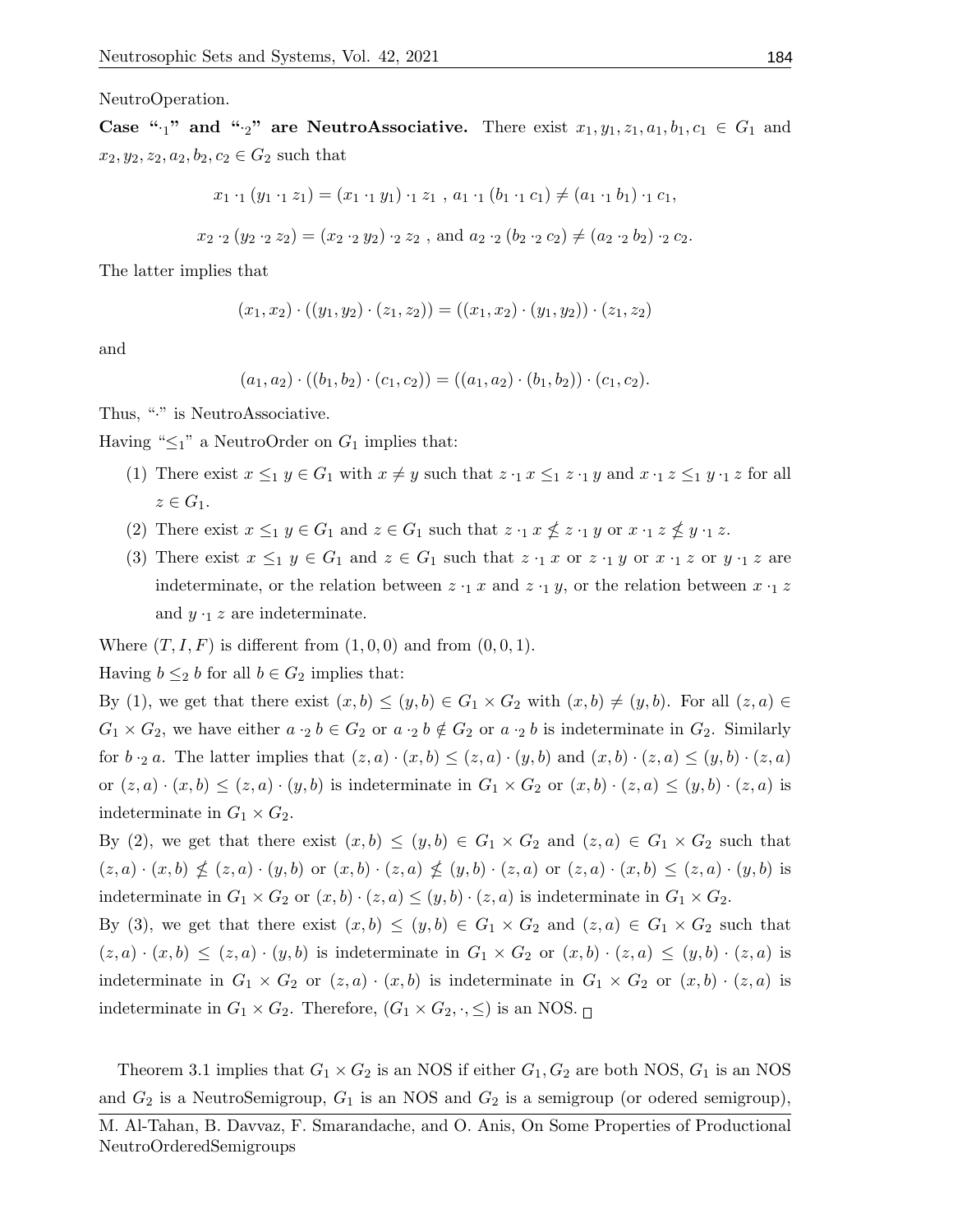NeutroOperation.

**Case "$\cdot_1$" and "$\cdot_2$" are NeutroAssociative.** There exist $x_1, y_1, z_1, a_1, b_1, c_1 \in G_1$ and $x_2, y_2, z_2, a_2, b_2, c_2 \in G_2$ such that

$$x_1 \cdot_1 (y_1 \cdot_1 z_1) = (x_1 \cdot_1 y_1) \cdot_1 z_1 \ , \ a_1 \cdot_1 (b_1 \cdot_1 c_1) \neq (a_1 \cdot_1 b_1) \cdot_1 c_1,$$

$$x_2 \cdot_2 (y_2 \cdot_2 z_2) = (x_2 \cdot_2 y_2) \cdot_2 z_2 \ , \text{ and } a_2 \cdot_2 (b_2 \cdot_2 c_2) \neq (a_2 \cdot_2 b_2) \cdot_2 c_2.$$

The latter implies that

$$(x_1, x_2) \cdot ((y_1, y_2) \cdot (z_1, z_2)) = ((x_1, x_2) \cdot (y_1, y_2)) \cdot (z_1, z_2)$$

and

$$(a_1, a_2) \cdot ((b_1, b_2) \cdot (c_1, c_2)) = ((a_1, a_2) \cdot (b_1, b_2)) \cdot (c_1, c_2).$$

Thus, "$\cdot$" is NeutroAssociative.

Having "$\leq_1$" a NeutroOrder on $G_1$ implies that:

1. There exist $x \leq_1 y \in G_1$ with $x \neq y$ such that $z \cdot_1 x \leq_1 z \cdot_1 y$ and $x \cdot_1 z \leq_1 y \cdot_1 z$ for all $z \in G_1$.
2. There exist $x \leq_1 y \in G_1$ and $z \in G_1$ such that $z \cdot_1 x \nleq z \cdot_1 y$ or $x \cdot_1 z \nleq y \cdot_1 z$.
3. There exist $x \leq_1 y \in G_1$ and $z \in G_1$ such that $z \cdot_1 x$ or $z \cdot_1 y$ or $x \cdot_1 z$ or $y \cdot_1 z$ are indeterminate, or the relation between $z \cdot_1 x$ and $z \cdot_1 y$, or the relation between $x \cdot_1 z$ and $y \cdot_1 z$ are indeterminate.

Where $(T, I, F)$ is different from $(1, 0, 0)$ and from $(0, 0, 1)$.

Having $b \leq_2 b$ for all $b \in G_2$ implies that:

By (1), we get that there exist $(x, b) \leq (y, b) \in G_1 \times G_2$ with $(x, b) \neq (y, b)$. For all $(z, a) \in G_1 \times G_2$, we have either $a \cdot_2 b \in G_2$ or $a \cdot_2 b \notin G_2$ or $a \cdot_2 b$ is indeterminate in $G_2$. Similarly for $b \cdot_2 a$. The latter implies that $(z, a) \cdot (x, b) \leq (z, a) \cdot (y, b)$ and $(x, b) \cdot (z, a) \leq (y, b) \cdot (z, a)$ or $(z, a) \cdot (x, b) \leq (z, a) \cdot (y, b)$ is indeterminate in $G_1 \times G_2$ or $(x, b) \cdot (z, a) \leq (y, b) \cdot (z, a)$ is indeterminate in $G_1 \times G_2$.

By (2), we get that there exist $(x, b) \leq (y, b) \in G_1 \times G_2$ and $(z, a) \in G_1 \times G_2$ such that $(z, a) \cdot (x, b) \nleq (z, a) \cdot (y, b)$ or $(x, b) \cdot (z, a) \nleq (y, b) \cdot (z, a)$ or $(z, a) \cdot (x, b) \leq (z, a) \cdot (y, b)$ is indeterminate in $G_1 \times G_2$ or $(x, b) \cdot (z, a) \leq (y, b) \cdot (z, a)$ is indeterminate in $G_1 \times G_2$.

By (3), we get that there exist $(x, b) \leq (y, b) \in G_1 \times G_2$ and $(z, a) \in G_1 \times G_2$ such that $(z, a) \cdot (x, b) \leq (z, a) \cdot (y, b)$ is indeterminate in $G_1 \times G_2$ or $(x, b) \cdot (z, a) \leq (y, b) \cdot (z, a)$ is indeterminate in $G_1 \times G_2$ or $(z, a) \cdot (x, b)$ is indeterminate in $G_1 \times G_2$ or $(x, b) \cdot (z, a)$ is indeterminate in $G_1 \times G_2$. Therefore, $(G_1 \times G_2, \cdot, \leq)$ is an NOS. □

Theorem 3.1 implies that $G_1 \times G_2$ is an NOS if either $G_1, G_2$ are both NOS, $G_1$ is an NOS and $G_2$ is a NeutroSemigroup, $G_1$ is an NOS and $G_2$ is a semigroup (or odered semigroup),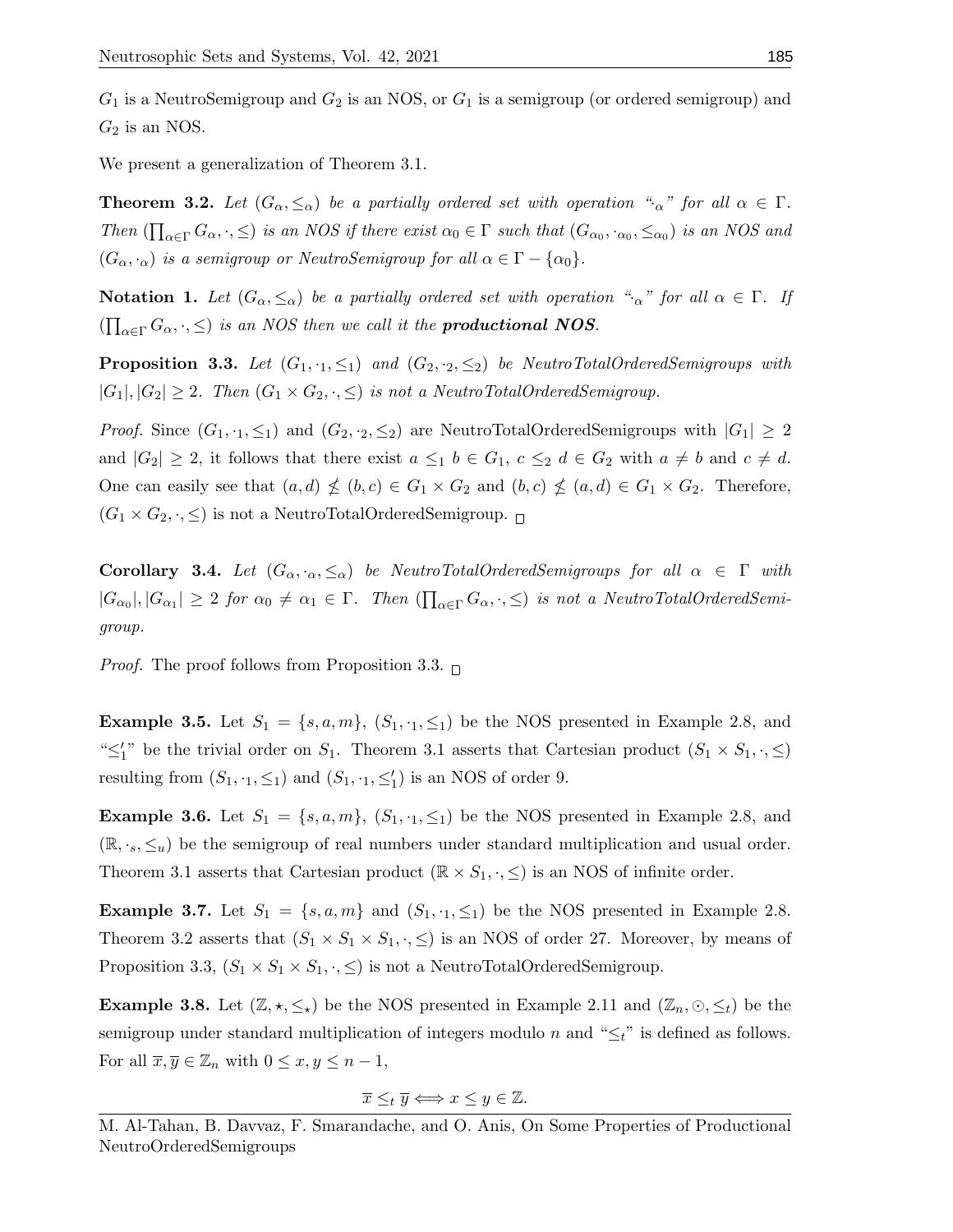$G_1$ is a NeutroSemigroup and $G_2$ is an NOS, or $G_1$ is a semigroup (or ordered semigroup) and $G_2$ is an NOS.

We present a generalization of Theorem 3.1.

**Theorem 3.2.** *Let $(G_\alpha, \leq_\alpha)$ be a partially ordered set with operation "$\cdot_\alpha$" for all $\alpha \in \Gamma$. Then $(\prod_{\alpha\in\Gamma} G_\alpha, \cdot, \leq)$ is an NOS if there exist $\alpha_0 \in \Gamma$ such that $(G_{\alpha_0}, \cdot_{\alpha_0}, \leq_{\alpha_0})$ is an NOS and $(G_\alpha, \cdot_\alpha)$ is a semigroup or NeutroSemigroup for all $\alpha \in \Gamma - \{\alpha_0\}$.*

**Notation 1.** *Let $(G_\alpha, \leq_\alpha)$ be a partially ordered set with operation "$\cdot_\alpha$" for all $\alpha \in \Gamma$. If $(\prod_{\alpha\in\Gamma} G_\alpha, \cdot, \leq)$ is an NOS then we call it the **productional NOS**.*

**Proposition 3.3.** *Let $(G_1, \cdot_1, \leq_1)$ and $(G_2, \cdot_2, \leq_2)$ be NeutroTotalOrderedSemigroups with $|G_1|, |G_2| \geq 2$. Then $(G_1 \times G_2, \cdot, \leq)$ is not a NeutroTotalOrderedSemigroup.*

*Proof.* Since $(G_1, \cdot_1, \leq_1)$ and $(G_2, \cdot_2, \leq_2)$ are NeutroTotalOrderedSemigroups with $|G_1| \geq 2$ and $|G_2| \geq 2$, it follows that there exist $a \leq_1 b \in G_1$, $c \leq_2 d \in G_2$ with $a \neq b$ and $c \neq d$. One can easily see that $(a, d) \nleq (b, c) \in G_1 \times G_2$ and $(b, c) \nleq (a, d) \in G_1 \times G_2$. Therefore, $(G_1 \times G_2, \cdot, \leq)$ is not a NeutroTotalOrderedSemigroup. $\square$

**Corollary 3.4.** *Let $(G_\alpha, \cdot_\alpha, \leq_\alpha)$ be NeutroTotalOrderedSemigroups for all $\alpha \in \Gamma$ with $|G_{\alpha_0}|, |G_{\alpha_1}| \geq 2$ for $\alpha_0 \neq \alpha_1 \in \Gamma$. Then $(\prod_{\alpha\in\Gamma} G_\alpha, \cdot, \leq)$ is not a NeutroTotalOrderedSemigroup.*

*Proof.* The proof follows from Proposition 3.3. $\square$

**Example 3.5.** Let $S_1 = \{s, a, m\}$, $(S_1, \cdot_1, \leq_1)$ be the NOS presented in Example 2.8, and "$\leq_1'$" be the trivial order on $S_1$. Theorem 3.1 asserts that Cartesian product $(S_1 \times S_1, \cdot, \leq)$ resulting from $(S_1, \cdot_1, \leq_1)$ and $(S_1, \cdot_1, \leq_1')$ is an NOS of order 9.

**Example 3.6.** Let $S_1 = \{s, a, m\}$, $(S_1, \cdot_1, \leq_1)$ be the NOS presented in Example 2.8, and $(\mathbb{R}, \cdot_s, \leq_u)$ be the semigroup of real numbers under standard multiplication and usual order. Theorem 3.1 asserts that Cartesian product $(\mathbb{R} \times S_1, \cdot, \leq)$ is an NOS of infinite order.

**Example 3.7.** Let $S_1 = \{s, a, m\}$ and $(S_1, \cdot_1, \leq_1)$ be the NOS presented in Example 2.8. Theorem 3.2 asserts that $(S_1 \times S_1 \times S_1, \cdot, \leq)$ is an NOS of order 27. Moreover, by means of Proposition 3.3, $(S_1 \times S_1 \times S_1, \cdot, \leq)$ is not a NeutroTotalOrderedSemigroup.

**Example 3.8.** Let $(\mathbb{Z}, \star, \leq_\star)$ be the NOS presented in Example 2.11 and $(\mathbb{Z}_n, \odot, \leq_t)$ be the semigroup under standard multiplication of integers modulo $n$ and "$\leq_t$" is defined as follows. For all $\overline{x}, \overline{y} \in \mathbb{Z}_n$ with $0 \leq x, y \leq n-1$,

$$\overline{x} \leq_t \overline{y} \Longleftrightarrow x \leq y \in \mathbb{Z}.$$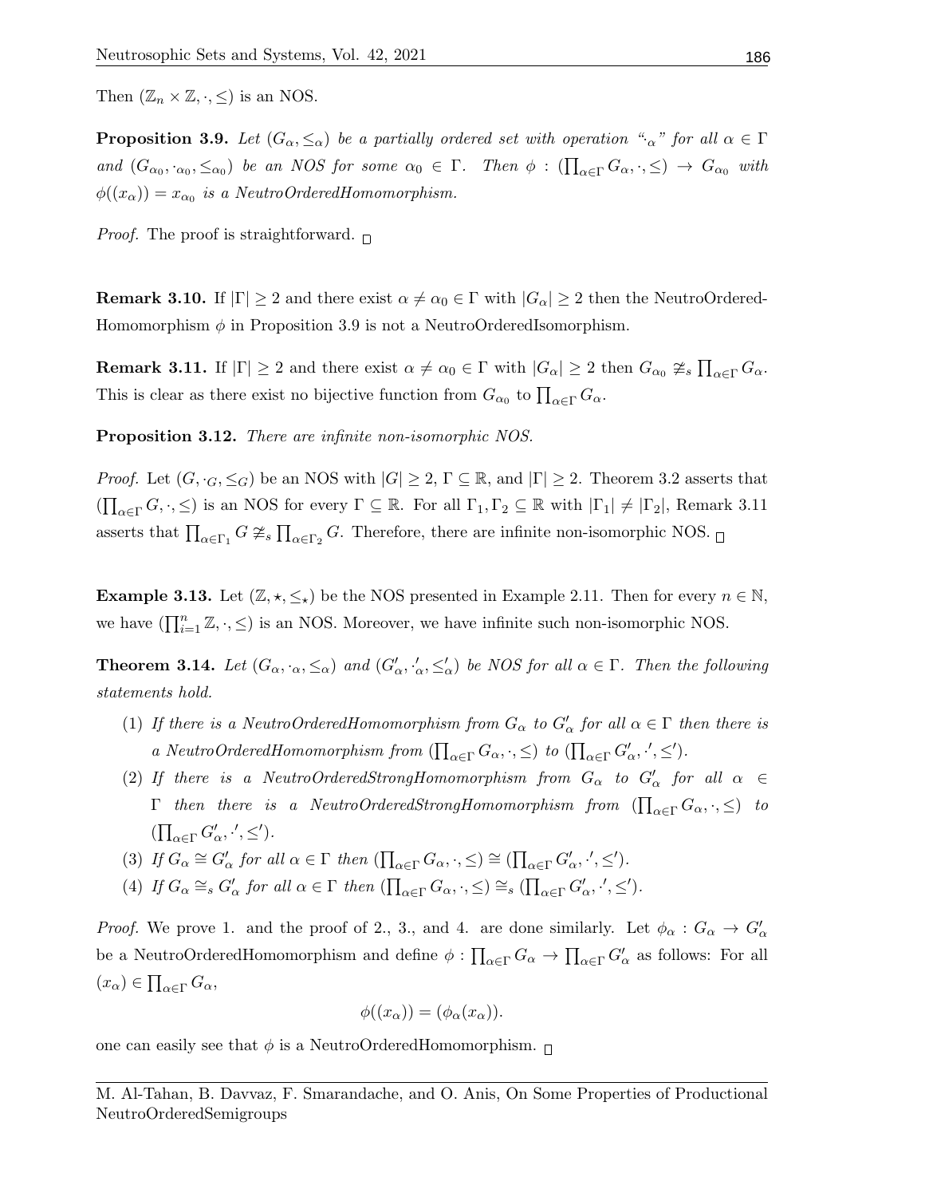Then $(\mathbb{Z}_n \times \mathbb{Z}, \cdot, \leq)$ is an NOS.

**Proposition 3.9.** *Let $(G_\alpha, \leq_\alpha)$ be a partially ordered set with operation "$\cdot_\alpha$" for all $\alpha \in \Gamma$ and $(G_{\alpha_0}, \cdot_{\alpha_0}, \leq_{\alpha_0})$ be an NOS for some $\alpha_0 \in \Gamma$. Then $\phi : (\prod_{\alpha \in \Gamma} G_\alpha, \cdot, \leq) \rightarrow G_{\alpha_0}$ with $\phi((x_\alpha)) = x_{\alpha_0}$ is a NeutroOrderedHomomorphism.*

*Proof.* The proof is straightforward. $\square$

**Remark 3.10.** If $|\Gamma| \geq 2$ and there exist $\alpha \neq \alpha_0 \in \Gamma$ with $|G_\alpha| \geq 2$ then the NeutroOrderedHomomorphism $\phi$ in Proposition 3.9 is not a NeutroOrderedIsomorphism.

**Remark 3.11.** If $|\Gamma| \geq 2$ and there exist $\alpha \neq \alpha_0 \in \Gamma$ with $|G_\alpha| \geq 2$ then $G_{\alpha_0} \ncong_s \prod_{\alpha \in \Gamma} G_\alpha$. This is clear as there exist no bijective function from $G_{\alpha_0}$ to $\prod_{\alpha \in \Gamma} G_\alpha$.

**Proposition 3.12.** *There are infinite non-isomorphic NOS.*

*Proof.* Let $(G, \cdot_G, \leq_G)$ be an NOS with $|G| \geq 2$, $\Gamma \subseteq \mathbb{R}$, and $|\Gamma| \geq 2$. Theorem 3.2 asserts that $(\prod_{\alpha \in \Gamma} G, \cdot, \leq)$ is an NOS for every $\Gamma \subseteq \mathbb{R}$. For all $\Gamma_1, \Gamma_2 \subseteq \mathbb{R}$ with $|\Gamma_1| \neq |\Gamma_2|$, Remark 3.11 asserts that $\prod_{\alpha \in \Gamma_1} G \ncong_s \prod_{\alpha \in \Gamma_2} G$. Therefore, there are infinite non-isomorphic NOS. $\square$

**Example 3.13.** Let $(\mathbb{Z}, \star, \leq_\star)$ be the NOS presented in Example 2.11. Then for every $n \in \mathbb{N}$, we have $(\prod_{i=1}^{n} \mathbb{Z}, \cdot, \leq)$ is an NOS. Moreover, we have infinite such non-isomorphic NOS.

**Theorem 3.14.** *Let $(G_\alpha, \cdot_\alpha, \leq_\alpha)$ and $(G'_\alpha, \cdot'_\alpha, \leq'_\alpha)$ be NOS for all $\alpha \in \Gamma$. Then the following statements hold.*

1. *If there is a NeutroOrderedHomomorphism from $G_\alpha$ to $G'_\alpha$ for all $\alpha \in \Gamma$ then there is a NeutroOrderedHomomorphism from $(\prod_{\alpha \in \Gamma} G_\alpha, \cdot, \leq)$ to $(\prod_{\alpha \in \Gamma} G'_\alpha, \cdot', \leq')$.*
2. *If there is a NeutroOrderedStrongHomomorphism from $G_\alpha$ to $G'_\alpha$ for all $\alpha \in \Gamma$ then there is a NeutroOrderedStrongHomomorphism from $(\prod_{\alpha \in \Gamma} G_\alpha, \cdot, \leq)$ to $(\prod_{\alpha \in \Gamma} G'_\alpha, \cdot', \leq')$.*
3. *If $G_\alpha \cong G'_\alpha$ for all $\alpha \in \Gamma$ then $(\prod_{\alpha \in \Gamma} G_\alpha, \cdot, \leq) \cong (\prod_{\alpha \in \Gamma} G'_\alpha, \cdot', \leq')$.*
4. *If $G_\alpha \cong_s G'_\alpha$ for all $\alpha \in \Gamma$ then $(\prod_{\alpha \in \Gamma} G_\alpha, \cdot, \leq) \cong_s (\prod_{\alpha \in \Gamma} G'_\alpha, \cdot', \leq')$.*

*Proof.* We prove 1. and the proof of 2., 3., and 4. are done similarly. Let $\phi_\alpha : G_\alpha \rightarrow G'_\alpha$ be a NeutroOrderedHomomorphism and define $\phi : \prod_{\alpha \in \Gamma} G_\alpha \rightarrow \prod_{\alpha \in \Gamma} G'_\alpha$ as follows: For all $(x_\alpha) \in \prod_{\alpha \in \Gamma} G_\alpha$,

$$\phi((x_\alpha)) = (\phi_\alpha(x_\alpha)).$$

one can easily see that $\phi$ is a NeutroOrderedHomomorphism. $\square$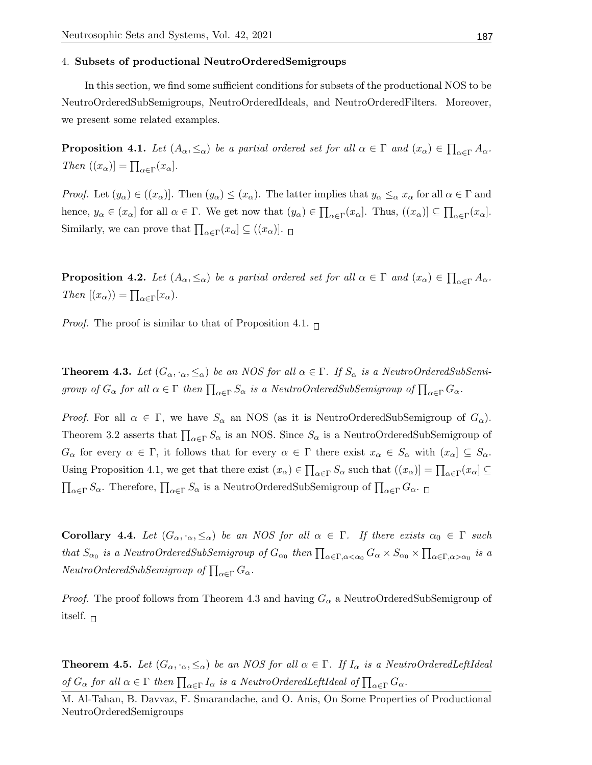## 4. Subsets of productional NeutroOrderedSemigroups

In this section, we find some sufficient conditions for subsets of the productional NOS to be NeutroOrderedSubSemigroups, NeutroOrderedIdeals, and NeutroOrderedFilters. Moreover, we present some related examples.

**Proposition 4.1.** *Let $(A_\alpha, \leq_\alpha)$ be a partial ordered set for all $\alpha \in \Gamma$ and $(x_\alpha) \in \prod_{\alpha\in\Gamma} A_\alpha$. Then $((x_\alpha)] = \prod_{\alpha\in\Gamma}(x_\alpha]$.*

*Proof.* Let $(y_\alpha) \in ((x_\alpha)]$. Then $(y_\alpha) \leq (x_\alpha)$. The latter implies that $y_\alpha \leq_\alpha x_\alpha$ for all $\alpha \in \Gamma$ and hence, $y_\alpha \in (x_\alpha]$ for all $\alpha \in \Gamma$. We get now that $(y_\alpha) \in \prod_{\alpha\in\Gamma}(x_\alpha]$. Thus, $((x_\alpha)] \subseteq \prod_{\alpha\in\Gamma}(x_\alpha]$. Similarly, we can prove that $\prod_{\alpha\in\Gamma}(x_\alpha] \subseteq ((x_\alpha)]$. □

**Proposition 4.2.** *Let $(A_\alpha, \leq_\alpha)$ be a partial ordered set for all $\alpha \in \Gamma$ and $(x_\alpha) \in \prod_{\alpha\in\Gamma} A_\alpha$. Then $[(x_\alpha)) = \prod_{\alpha\in\Gamma}[x_\alpha)$.*

*Proof.* The proof is similar to that of Proposition 4.1. □

**Theorem 4.3.** *Let $(G_\alpha, \cdot_\alpha, \leq_\alpha)$ be an NOS for all $\alpha \in \Gamma$. If $S_\alpha$ is a NeutroOrderedSubSemigroup of $G_\alpha$ for all $\alpha \in \Gamma$ then $\prod_{\alpha\in\Gamma} S_\alpha$ is a NeutroOrderedSubSemigroup of $\prod_{\alpha\in\Gamma} G_\alpha$.*

*Proof.* For all $\alpha \in \Gamma$, we have $S_\alpha$ an NOS (as it is NeutroOrderedSubSemigroup of $G_\alpha$). Theorem 3.2 asserts that $\prod_{\alpha\in\Gamma} S_\alpha$ is an NOS. Since $S_\alpha$ is a NeutroOrderedSubSemigroup of $G_\alpha$ for every $\alpha \in \Gamma$, it follows that for every $\alpha \in \Gamma$ there exist $x_\alpha \in S_\alpha$ with $(x_\alpha] \subseteq S_\alpha$. Using Proposition 4.1, we get that there exist $(x_\alpha) \in \prod_{\alpha\in\Gamma} S_\alpha$ such that $((x_\alpha)] = \prod_{\alpha\in\Gamma}(x_\alpha] \subseteq \prod_{\alpha\in\Gamma} S_\alpha$. Therefore, $\prod_{\alpha\in\Gamma} S_\alpha$ is a NeutroOrderedSubSemigroup of $\prod_{\alpha\in\Gamma} G_\alpha$. □

**Corollary 4.4.** *Let $(G_\alpha, \cdot_\alpha, \leq_\alpha)$ be an NOS for all $\alpha \in \Gamma$. If there exists $\alpha_0 \in \Gamma$ such that $S_{\alpha_0}$ is a NeutroOrderedSubSemigroup of $G_{\alpha_0}$ then $\prod_{\alpha\in\Gamma,\alpha<\alpha_0} G_\alpha \times S_{\alpha_0} \times \prod_{\alpha\in\Gamma,\alpha>\alpha_0}$ is a NeutroOrderedSubSemigroup of $\prod_{\alpha\in\Gamma} G_\alpha$.*

*Proof.* The proof follows from Theorem 4.3 and having $G_\alpha$ a NeutroOrderedSubSemigroup of itself. □

**Theorem 4.5.** *Let $(G_\alpha, \cdot_\alpha, \leq_\alpha)$ be an NOS for all $\alpha \in \Gamma$. If $I_\alpha$ is a NeutroOrderedLeftIdeal of $G_\alpha$ for all $\alpha \in \Gamma$ then $\prod_{\alpha\in\Gamma} I_\alpha$ is a NeutroOrderedLeftIdeal of $\prod_{\alpha\in\Gamma} G_\alpha$.*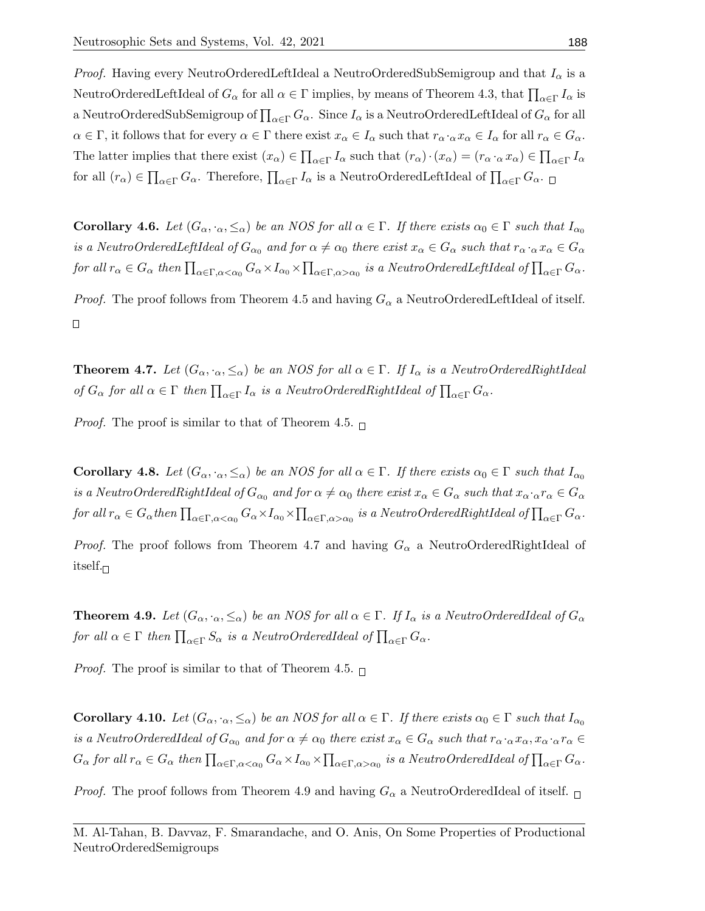*Proof.* Having every NeutroOrderedLeftIdeal a NeutroOrderedSubSemigroup and that $I_\alpha$ is a NeutroOrderedLeftIdeal of $G_\alpha$ for all $\alpha \in \Gamma$ implies, by means of Theorem 4.3, that $\prod_{\alpha\in\Gamma} I_\alpha$ is a NeutroOrderedSubSemigroup of $\prod_{\alpha\in\Gamma} G_\alpha$. Since $I_\alpha$ is a NeutroOrderedLeftIdeal of $G_\alpha$ for all $\alpha \in \Gamma$, it follows that for every $\alpha \in \Gamma$ there exist $x_\alpha \in I_\alpha$ such that $r_\alpha \cdot_\alpha x_\alpha \in I_\alpha$ for all $r_\alpha \in G_\alpha$. The latter implies that there exist $(x_\alpha) \in \prod_{\alpha\in\Gamma} I_\alpha$ such that $(r_\alpha)\cdot(x_\alpha) = (r_\alpha \cdot_\alpha x_\alpha) \in \prod_{\alpha\in\Gamma} I_\alpha$ for all $(r_\alpha) \in \prod_{\alpha\in\Gamma} G_\alpha$. Therefore, $\prod_{\alpha\in\Gamma} I_\alpha$ is a NeutroOrderedLeftIdeal of $\prod_{\alpha\in\Gamma} G_\alpha$. □

**Corollary 4.6.** *Let $(G_\alpha, \cdot_\alpha, \leq_\alpha)$ be an NOS for all $\alpha \in \Gamma$. If there exists $\alpha_0 \in \Gamma$ such that $I_{\alpha_0}$ is a NeutroOrderedLeftIdeal of $G_{\alpha_0}$ and for $\alpha \neq \alpha_0$ there exist $x_\alpha \in G_\alpha$ such that $r_\alpha \cdot_\alpha x_\alpha \in G_\alpha$ for all $r_\alpha \in G_\alpha$ then $\prod_{\alpha\in\Gamma,\alpha<\alpha_0} G_\alpha \times I_{\alpha_0} \times \prod_{\alpha\in\Gamma,\alpha>\alpha_0}$ is a NeutroOrderedLeftIdeal of $\prod_{\alpha\in\Gamma} G_\alpha$.*

*Proof.* The proof follows from Theorem 4.5 and having $G_\alpha$ a NeutroOrderedLeftIdeal of itself. □

**Theorem 4.7.** *Let $(G_\alpha, \cdot_\alpha, \leq_\alpha)$ be an NOS for all $\alpha \in \Gamma$. If $I_\alpha$ is a NeutroOrderedRightIdeal of $G_\alpha$ for all $\alpha \in \Gamma$ then $\prod_{\alpha\in\Gamma} I_\alpha$ is a NeutroOrderedRightIdeal of $\prod_{\alpha\in\Gamma} G_\alpha$.*

*Proof.* The proof is similar to that of Theorem 4.5. □

**Corollary 4.8.** *Let $(G_\alpha, \cdot_\alpha, \leq_\alpha)$ be an NOS for all $\alpha \in \Gamma$. If there exists $\alpha_0 \in \Gamma$ such that $I_{\alpha_0}$ is a NeutroOrderedRightIdeal of $G_{\alpha_0}$ and for $\alpha \neq \alpha_0$ there exist $x_\alpha \in G_\alpha$ such that $x_\alpha \cdot_\alpha r_\alpha \in G_\alpha$ for all $r_\alpha \in G_\alpha$ then $\prod_{\alpha\in\Gamma,\alpha<\alpha_0} G_\alpha \times I_{\alpha_0} \times \prod_{\alpha\in\Gamma,\alpha>\alpha_0}$ is a NeutroOrderedRightIdeal of $\prod_{\alpha\in\Gamma} G_\alpha$.*

*Proof.* The proof follows from Theorem 4.7 and having $G_\alpha$ a NeutroOrderedRightIdeal of itself. □

**Theorem 4.9.** *Let $(G_\alpha, \cdot_\alpha, \leq_\alpha)$ be an NOS for all $\alpha \in \Gamma$. If $I_\alpha$ is a NeutroOrderedIdeal of $G_\alpha$ for all $\alpha \in \Gamma$ then $\prod_{\alpha\in\Gamma} S_\alpha$ is a NeutroOrderedIdeal of $\prod_{\alpha\in\Gamma} G_\alpha$.*

*Proof.* The proof is similar to that of Theorem 4.5. □

**Corollary 4.10.** *Let $(G_\alpha, \cdot_\alpha, \leq_\alpha)$ be an NOS for all $\alpha \in \Gamma$. If there exists $\alpha_0 \in \Gamma$ such that $I_{\alpha_0}$ is a NeutroOrderedIdeal of $G_{\alpha_0}$ and for $\alpha \neq \alpha_0$ there exist $x_\alpha \in G_\alpha$ such that $r_\alpha \cdot_\alpha x_\alpha, x_\alpha \cdot_\alpha r_\alpha \in G_\alpha$ for all $r_\alpha \in G_\alpha$ then $\prod_{\alpha\in\Gamma,\alpha<\alpha_0} G_\alpha \times I_{\alpha_0} \times \prod_{\alpha\in\Gamma,\alpha>\alpha_0}$ is a NeutroOrderedIdeal of $\prod_{\alpha\in\Gamma} G_\alpha$.*

*Proof.* The proof follows from Theorem 4.9 and having $G_\alpha$ a NeutroOrderedIdeal of itself. □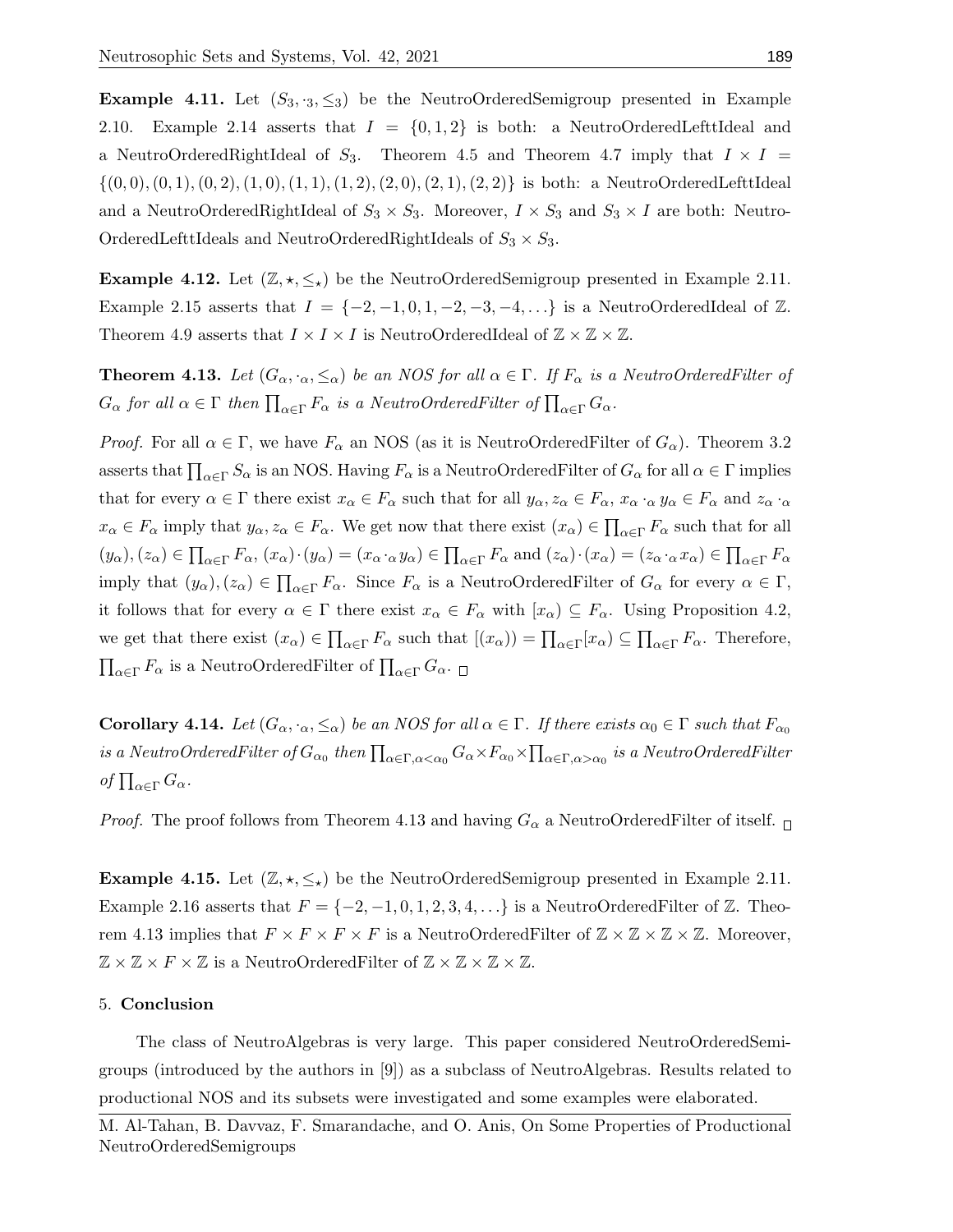**Example 4.11.** Let $(S_3, \cdot_3, \leq_3)$ be the NeutroOrderedSemigroup presented in Example 2.10. Example 2.14 asserts that $I = \{0, 1, 2\}$ is both: a NeutroOrderedLefttIdeal and a NeutroOrderedRightIdeal of $S_3$. Theorem 4.5 and Theorem 4.7 imply that $I \times I = \{(0,0), (0,1), (0,2), (1,0), (1,1), (1,2), (2,0), (2,1), (2,2)\}$ is both: a NeutroOrderedLefttIdeal and a NeutroOrderedRightIdeal of $S_3 \times S_3$. Moreover, $I \times S_3$ and $S_3 \times I$ are both: NeutroOrderedLefttIdeals and NeutroOrderedRightIdeals of $S_3 \times S_3$.

**Example 4.12.** Let $(\mathbb{Z}, \star, \leq_\star)$ be the NeutroOrderedSemigroup presented in Example 2.11. Example 2.15 asserts that $I = \{-2, -1, 0, 1, -2, -3, -4, \ldots\}$ is a NeutroOrderedIdeal of $\mathbb{Z}$. Theorem 4.9 asserts that $I \times I \times I$ is NeutroOrderedIdeal of $\mathbb{Z} \times \mathbb{Z} \times \mathbb{Z}$.

**Theorem 4.13.** *Let $(G_\alpha, \cdot_\alpha, \leq_\alpha)$ be an NOS for all $\alpha \in \Gamma$. If $F_\alpha$ is a NeutroOrderedFilter of $G_\alpha$ for all $\alpha \in \Gamma$ then $\prod_{\alpha \in \Gamma} F_\alpha$ is a NeutroOrderedFilter of $\prod_{\alpha \in \Gamma} G_\alpha$.*

*Proof.* For all $\alpha \in \Gamma$, we have $F_\alpha$ an NOS (as it is NeutroOrderedFilter of $G_\alpha$). Theorem 3.2 asserts that $\prod_{\alpha \in \Gamma} S_\alpha$ is an NOS. Having $F_\alpha$ is a NeutroOrderedFilter of $G_\alpha$ for all $\alpha \in \Gamma$ implies that for every $\alpha \in \Gamma$ there exist $x_\alpha \in F_\alpha$ such that for all $y_\alpha, z_\alpha \in F_\alpha$, $x_\alpha \cdot_\alpha y_\alpha \in F_\alpha$ and $z_\alpha \cdot_\alpha x_\alpha \in F_\alpha$ imply that $y_\alpha, z_\alpha \in F_\alpha$. We get now that there exist $(x_\alpha) \in \prod_{\alpha \in \Gamma} F_\alpha$ such that for all $(y_\alpha), (z_\alpha) \in \prod_{\alpha \in \Gamma} F_\alpha$, $(x_\alpha) \cdot (y_\alpha) = (x_\alpha \cdot_\alpha y_\alpha) \in \prod_{\alpha \in \Gamma} F_\alpha$ and $(z_\alpha) \cdot (x_\alpha) = (z_\alpha \cdot_\alpha x_\alpha) \in \prod_{\alpha \in \Gamma} F_\alpha$ imply that $(y_\alpha), (z_\alpha) \in \prod_{\alpha \in \Gamma} F_\alpha$. Since $F_\alpha$ is a NeutroOrderedFilter of $G_\alpha$ for every $\alpha \in \Gamma$, it follows that for every $\alpha \in \Gamma$ there exist $x_\alpha \in F_\alpha$ with $[x_\alpha) \subseteq F_\alpha$. Using Proposition 4.2, we get that there exist $(x_\alpha) \in \prod_{\alpha \in \Gamma} F_\alpha$ such that $[(x_\alpha)) = \prod_{\alpha \in \Gamma} [x_\alpha) \subseteq \prod_{\alpha \in \Gamma} F_\alpha$. Therefore, $\prod_{\alpha \in \Gamma} F_\alpha$ is a NeutroOrderedFilter of $\prod_{\alpha \in \Gamma} G_\alpha$. □

**Corollary 4.14.** *Let $(G_\alpha, \cdot_\alpha, \leq_\alpha)$ be an NOS for all $\alpha \in \Gamma$. If there exists $\alpha_0 \in \Gamma$ such that $F_{\alpha_0}$ is a NeutroOrderedFilter of $G_{\alpha_0}$ then $\prod_{\alpha \in \Gamma, \alpha < \alpha_0} G_\alpha \times F_{\alpha_0} \times \prod_{\alpha \in \Gamma, \alpha > \alpha_0}$ is a NeutroOrderedFilter of $\prod_{\alpha \in \Gamma} G_\alpha$.*

*Proof.* The proof follows from Theorem 4.13 and having $G_\alpha$ a NeutroOrderedFilter of itself. □

**Example 4.15.** Let $(\mathbb{Z}, \star, \leq_\star)$ be the NeutroOrderedSemigroup presented in Example 2.11. Example 2.16 asserts that $F = \{-2, -1, 0, 1, 2, 3, 4, \ldots\}$ is a NeutroOrderedFilter of $\mathbb{Z}$. Theorem 4.13 implies that $F \times F \times F \times F$ is a NeutroOrderedFilter of $\mathbb{Z} \times \mathbb{Z} \times \mathbb{Z} \times \mathbb{Z}$. Moreover, $\mathbb{Z} \times \mathbb{Z} \times F \times \mathbb{Z}$ is a NeutroOrderedFilter of $\mathbb{Z} \times \mathbb{Z} \times \mathbb{Z} \times \mathbb{Z}$.

## 5. Conclusion

The class of NeutroAlgebras is very large. This paper considered NeutroOrderedSemigroups (introduced by the authors in [9]) as a subclass of NeutroAlgebras. Results related to productional NOS and its subsets were investigated and some examples were elaborated.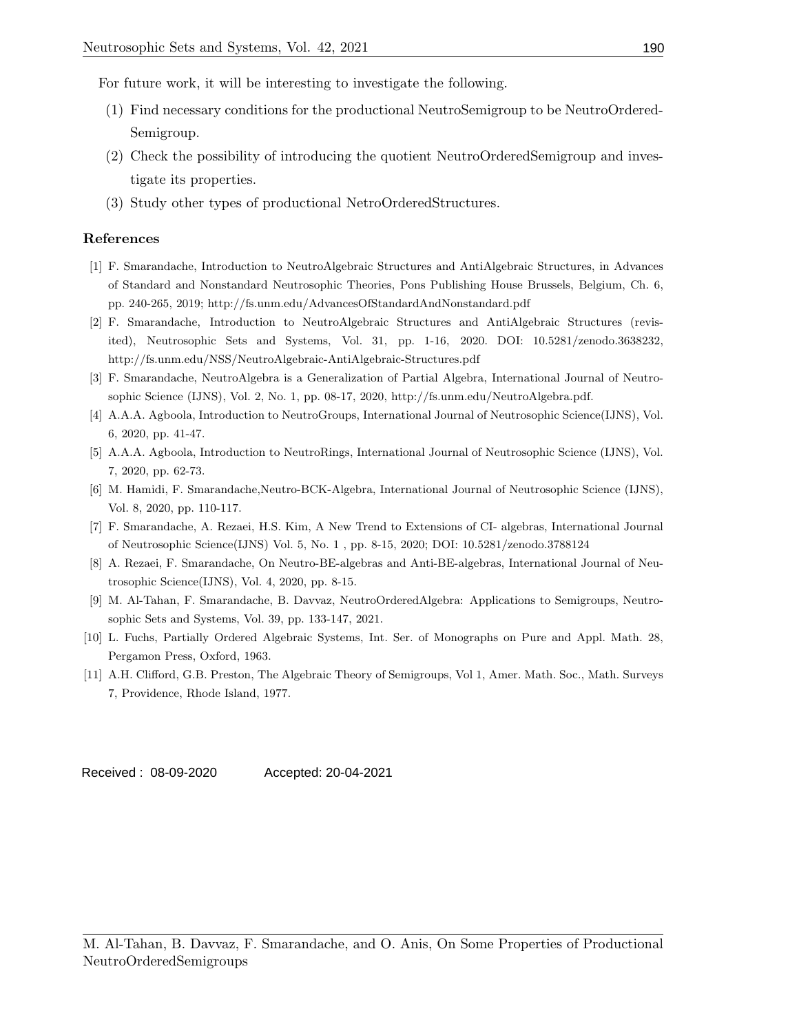For future work, it will be interesting to investigate the following.

(1) Find necessary conditions for the productional NeutroSemigroup to be NeutroOrdered-Semigroup.

(2) Check the possibility of introducing the quotient NeutroOrderedSemigroup and investigate its properties.

(3) Study other types of productional NetroOrderedStructures.

## References

[1] F. Smarandache, Introduction to NeutroAlgebraic Structures and AntiAlgebraic Structures, in Advances of Standard and Nonstandard Neutrosophic Theories, Pons Publishing House Brussels, Belgium, Ch. 6, pp. 240-265, 2019; http://fs.unm.edu/AdvancesOfStandardAndNonstandard.pdf

[2] F. Smarandache, Introduction to NeutroAlgebraic Structures and AntiAlgebraic Structures (revisited), Neutrosophic Sets and Systems, Vol. 31, pp. 1-16, 2020. DOI: 10.5281/zenodo.3638232, http://fs.unm.edu/NSS/NeutroAlgebraic-AntiAlgebraic-Structures.pdf

[3] F. Smarandache, NeutroAlgebra is a Generalization of Partial Algebra, International Journal of Neutrosophic Science (IJNS), Vol. 2, No. 1, pp. 08-17, 2020, http://fs.unm.edu/NeutroAlgebra.pdf.

[4] A.A.A. Agboola, Introduction to NeutroGroups, International Journal of Neutrosophic Science(IJNS), Vol. 6, 2020, pp. 41-47.

[5] A.A.A. Agboola, Introduction to NeutroRings, International Journal of Neutrosophic Science (IJNS), Vol. 7, 2020, pp. 62-73.

[6] M. Hamidi, F. Smarandache,Neutro-BCK-Algebra, International Journal of Neutrosophic Science (IJNS), Vol. 8, 2020, pp. 110-117.

[7] F. Smarandache, A. Rezaei, H.S. Kim, A New Trend to Extensions of CI- algebras, International Journal of Neutrosophic Science(IJNS) Vol. 5, No. 1 , pp. 8-15, 2020; DOI: 10.5281/zenodo.3788124

[8] A. Rezaei, F. Smarandache, On Neutro-BE-algebras and Anti-BE-algebras, International Journal of Neutrosophic Science(IJNS), Vol. 4, 2020, pp. 8-15.

[9] M. Al-Tahan, F. Smarandache, B. Davvaz, NeutroOrderedAlgebra: Applications to Semigroups, Neutrosophic Sets and Systems, Vol. 39, pp. 133-147, 2021.

[10] L. Fuchs, Partially Ordered Algebraic Systems, Int. Ser. of Monographs on Pure and Appl. Math. 28, Pergamon Press, Oxford, 1963.

[11] A.H. Clifford, G.B. Preston, The Algebraic Theory of Semigroups, Vol 1, Amer. Math. Soc., Math. Surveys 7, Providence, Rhode Island, 1977.

Received : 08-09-2020 Accepted: 20-04-2021